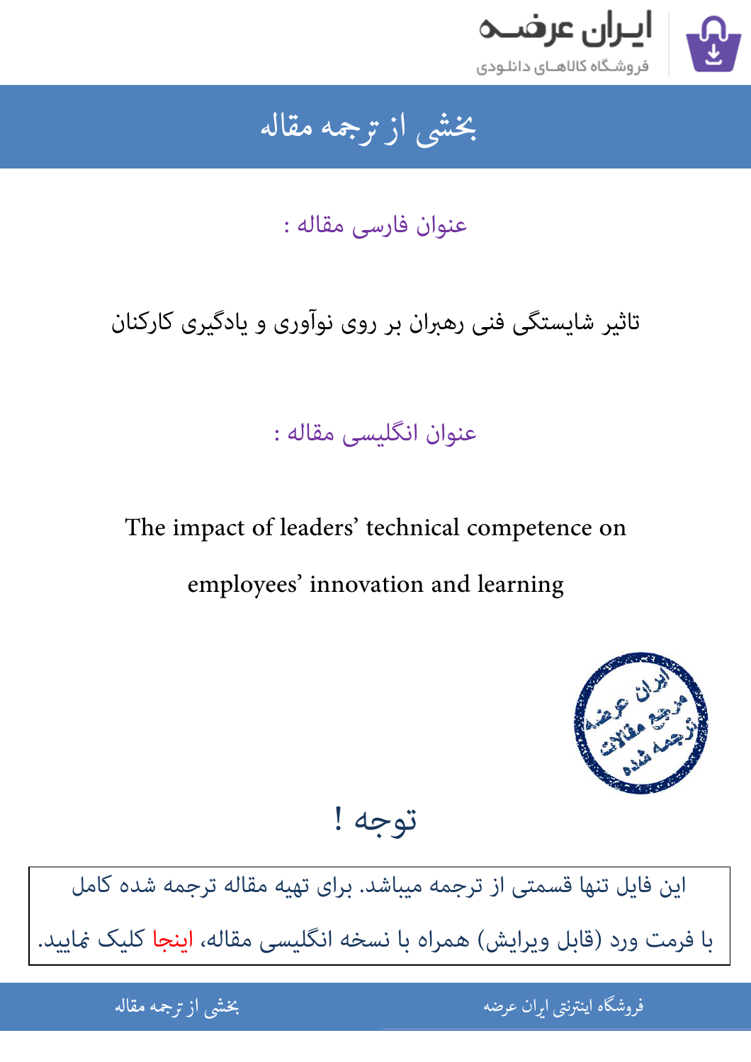# بخشی از ترجمه مقاله

عنوان فارسی مقاله :

تاثیر شایستگی فنی رهبران بر روی نوآوری و یادگیری کارکنان

عنوان انگلیسی مقاله :

The impact of leaders' technical competence on employees' innovation and learning

## توجه !

این فایل تنها قسمتی از ترجمه میباشد. برای تهیه مقاله ترجمه شده کامل با فرمت ورد (قابل ویرایش) همراه با نسخه انگلیسی مقاله، اینجا کلیک نمایید.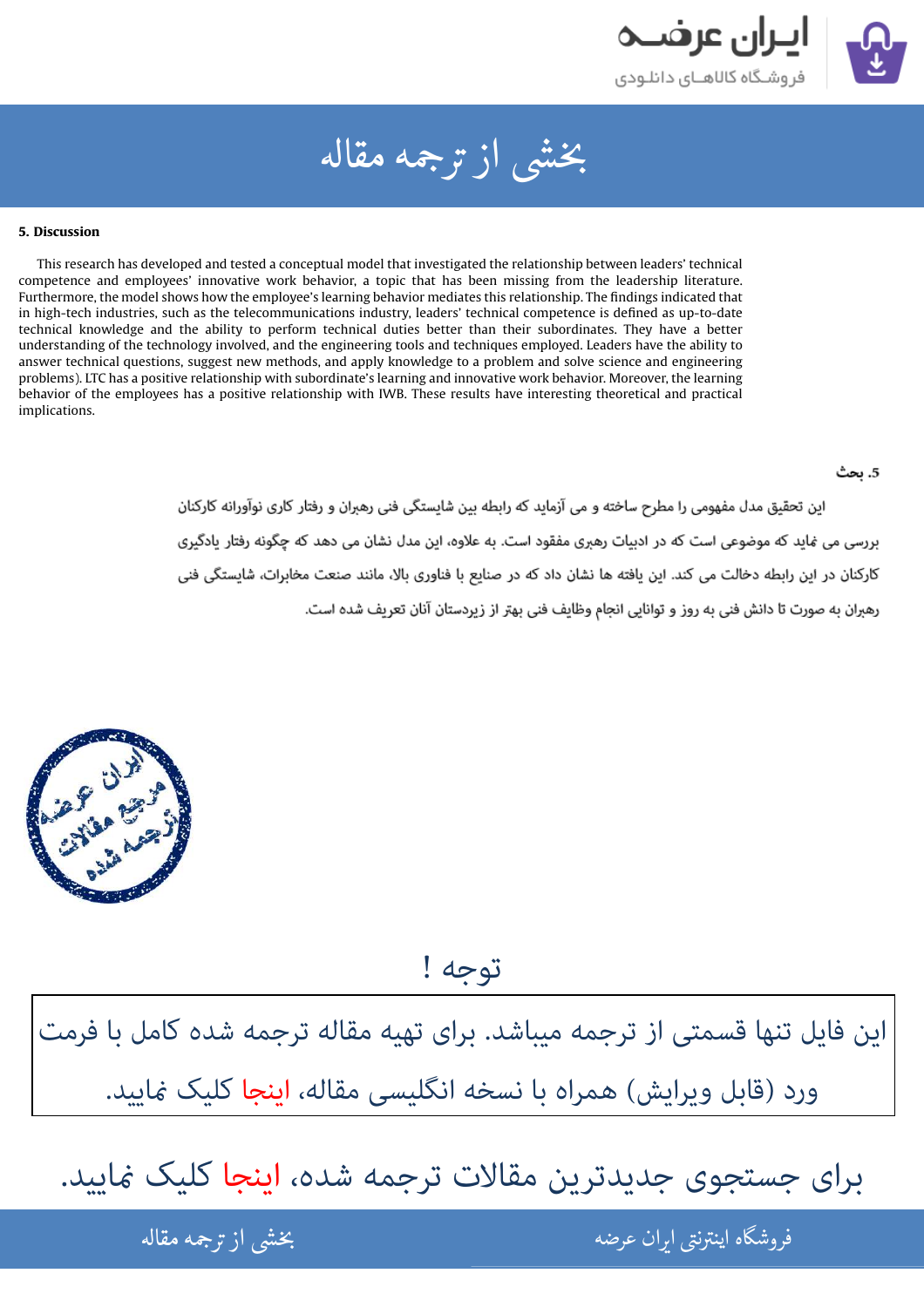# بخشی از ترجمه مقاله

**5. Discussion**

This research has developed and tested a conceptual model that investigated the relationship between leaders' technical competence and employees' innovative work behavior, a topic that has been missing from the leadership literature. Furthermore, the model shows how the employee's learning behavior mediates this relationship. The findings indicated that in high-tech industries, such as the telecommunications industry, leaders' technical competence is defined as up-to-date technical knowledge and the ability to perform technical duties better than their subordinates. They have a better understanding of the technology involved, and the engineering tools and techniques employed. Leaders have the ability to answer technical questions, suggest new methods, and apply knowledge to a problem and solve science and engineering problems). LTC has a positive relationship with subordinate's learning and innovative work behavior. Moreover, the learning behavior of the employees has a positive relationship with IWB. These results have interesting theoretical and practical implications.

**5. بحث**

این تحقیق مدل مفهومی را مطرح ساخته و می آزماید که رابطه بین شایستگی فنی رهبران و رفتار کاری نوآورانه کارکنان بررسی می نماید که موضوعی است که در ادبیات رهبری مفقود است. به علاوه، این مدل نشان می دهد که چگونه رفتار یادگیری کارکنان در این رابطه دخالت می کند. این یافته ها نشان داد که در صنایع با فناوری بالا، مانند صنعت مخابرات، شایستگی فنی رهبران به صورت تا دانش فنی به روز و توانایی انجام وظایف فنی بهتر از زیردستان آنان تعریف شده است.

توجه !

این فایل تنها قسمتی از ترجمه میباشد. برای تهیه مقاله ترجمه شده کامل با فرمت ورد (قابل ویرایش) همراه با نسخه انگلیسی مقاله، اینجا کلیک نمایید.

برای جستجوی جدیدترین مقالات ترجمه شده، اینجا کلیک نمایید.